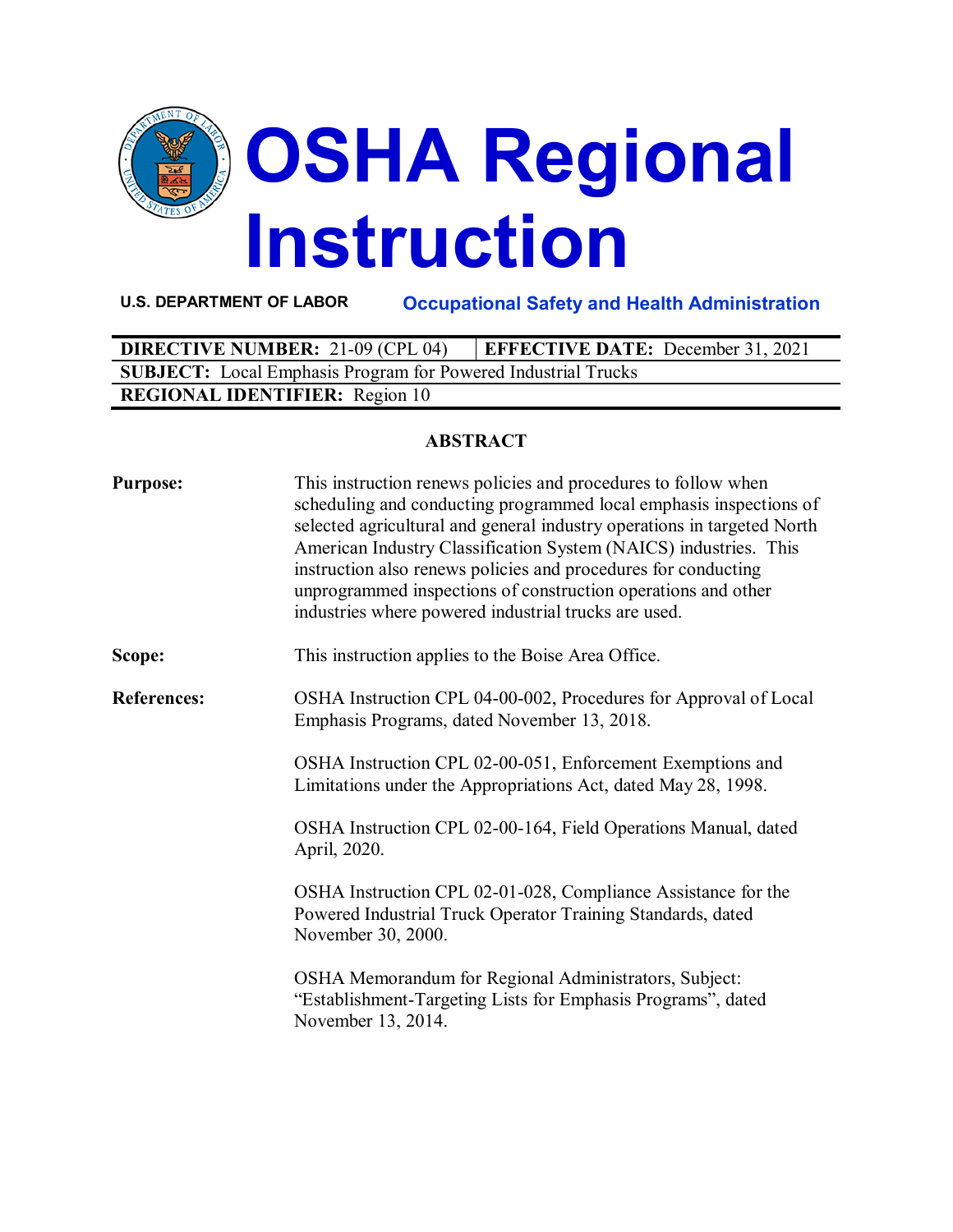# OSHA Regional Instruction

**U.S. DEPARTMENT OF LABOR** | **Occupational Safety and Health Administration**

| **DIRECTIVE NUMBER:** 21-09 (CPL 04) | **EFFECTIVE DATE:** December 31, 2021 |
|---|---|
| **SUBJECT:** Local Emphasis Program for Powered Industrial Trucks | |
| **REGIONAL IDENTIFIER:** Region 10 | |

## ABSTRACT

**Purpose:** This instruction renews policies and procedures to follow when scheduling and conducting programmed local emphasis inspections of selected agricultural and general industry operations in targeted North American Industry Classification System (NAICS) industries. This instruction also renews policies and procedures for conducting unprogrammed inspections of construction operations and other industries where powered industrial trucks are used.

**Scope:** This instruction applies to the Boise Area Office.

**References:** OSHA Instruction CPL 04-00-002, Procedures for Approval of Local Emphasis Programs, dated November 13, 2018.

OSHA Instruction CPL 02-00-051, Enforcement Exemptions and Limitations under the Appropriations Act, dated May 28, 1998.

OSHA Instruction CPL 02-00-164, Field Operations Manual, dated April, 2020.

OSHA Instruction CPL 02-01-028, Compliance Assistance for the Powered Industrial Truck Operator Training Standards, dated November 30, 2000.

OSHA Memorandum for Regional Administrators, Subject: "Establishment-Targeting Lists for Emphasis Programs", dated November 13, 2014.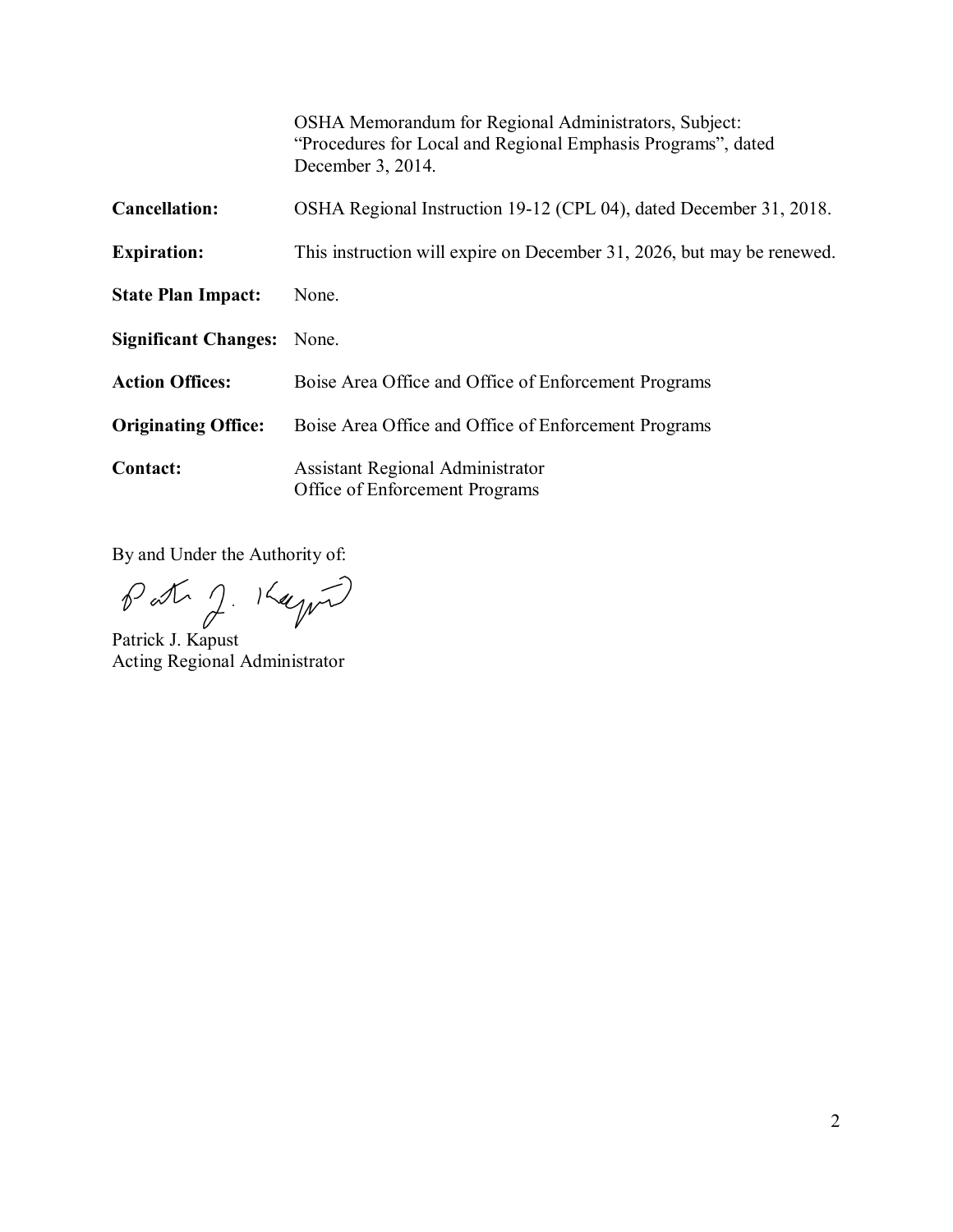OSHA Memorandum for Regional Administrators, Subject: "Procedures for Local and Regional Emphasis Programs", dated December 3, 2014.

**Cancellation:** OSHA Regional Instruction 19-12 (CPL 04), dated December 31, 2018.

**Expiration:** This instruction will expire on December 31, 2026, but may be renewed.

**State Plan Impact:** None.

**Significant Changes:** None.

**Action Offices:** Boise Area Office and Office of Enforcement Programs

**Originating Office:** Boise Area Office and Office of Enforcement Programs

**Contact:** Assistant Regional Administrator
Office of Enforcement Programs

By and Under the Authority of:

Patrick J. Kapust
Acting Regional Administrator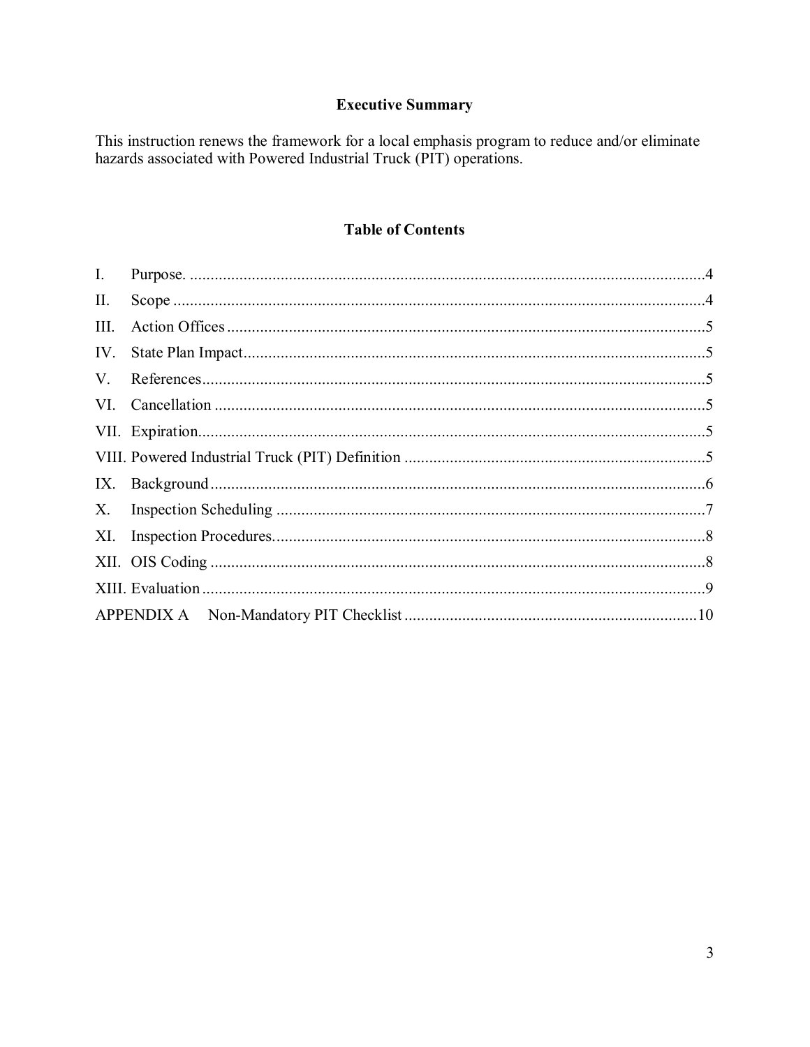## Executive Summary

This instruction renews the framework for a local emphasis program to reduce and/or eliminate hazards associated with Powered Industrial Truck (PIT) operations.

## Table of Contents

I. Purpose. .......... 4
II. Scope .......... 4
III. Action Offices .......... 5
IV. State Plan Impact .......... 5
V. References .......... 5
VI. Cancellation .......... 5
VII. Expiration .......... 5
VIII. Powered Industrial Truck (PIT) Definition .......... 5
IX. Background .......... 6
X. Inspection Scheduling .......... 7
XI. Inspection Procedures .......... 8
XII. OIS Coding .......... 8
XIII. Evaluation .......... 9
APPENDIX A Non-Mandatory PIT Checklist .......... 10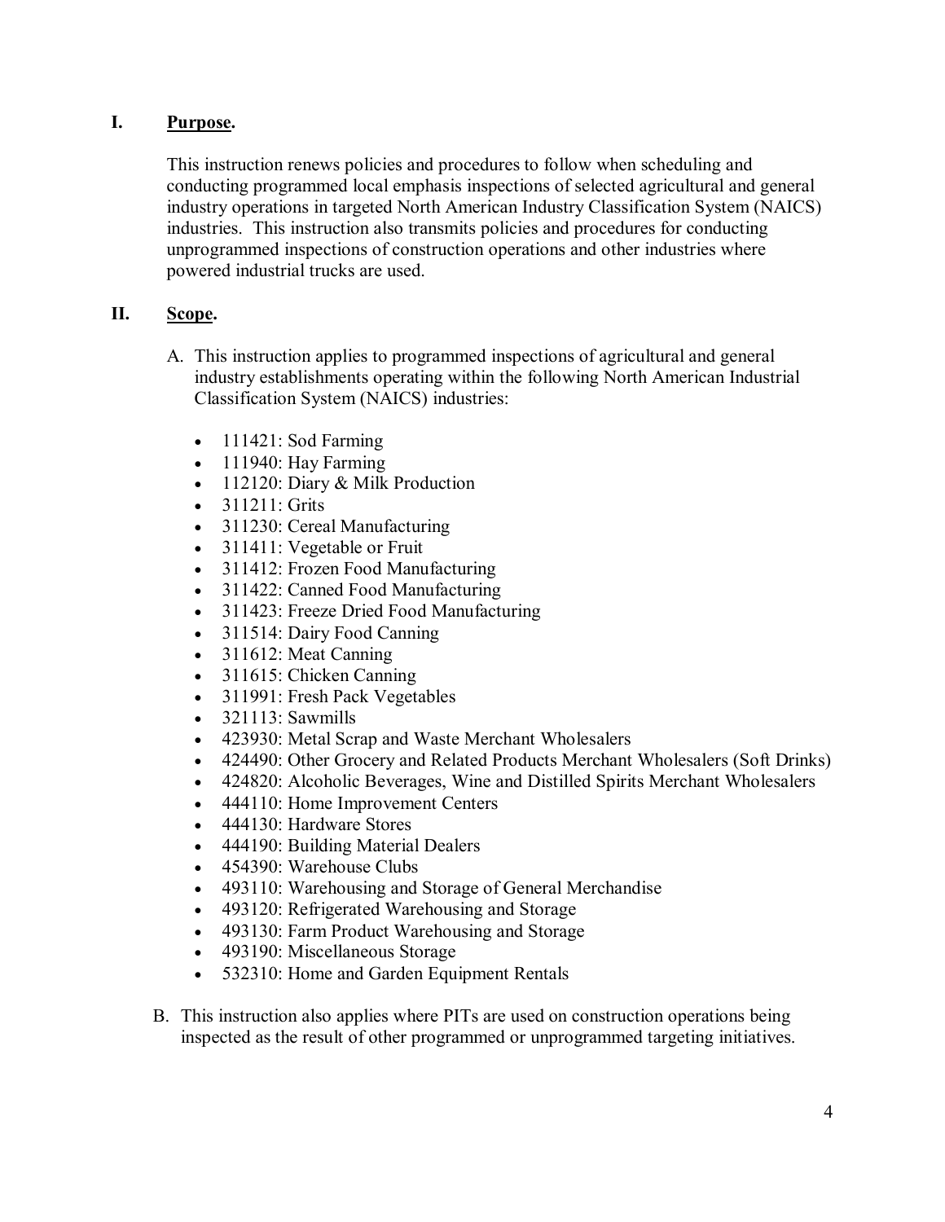## I. Purpose.

This instruction renews policies and procedures to follow when scheduling and conducting programmed local emphasis inspections of selected agricultural and general industry operations in targeted North American Industry Classification System (NAICS) industries. This instruction also transmits policies and procedures for conducting unprogrammed inspections of construction operations and other industries where powered industrial trucks are used.

## II. Scope.

A. This instruction applies to programmed inspections of agricultural and general industry establishments operating within the following North American Industrial Classification System (NAICS) industries:

- 111421: Sod Farming
- 111940: Hay Farming
- 112120: Diary & Milk Production
- 311211: Grits
- 311230: Cereal Manufacturing
- 311411: Vegetable or Fruit
- 311412: Frozen Food Manufacturing
- 311422: Canned Food Manufacturing
- 311423: Freeze Dried Food Manufacturing
- 311514: Dairy Food Canning
- 311612: Meat Canning
- 311615: Chicken Canning
- 311991: Fresh Pack Vegetables
- 321113: Sawmills
- 423930: Metal Scrap and Waste Merchant Wholesalers
- 424490: Other Grocery and Related Products Merchant Wholesalers (Soft Drinks)
- 424820: Alcoholic Beverages, Wine and Distilled Spirits Merchant Wholesalers
- 444110: Home Improvement Centers
- 444130: Hardware Stores
- 444190: Building Material Dealers
- 454390: Warehouse Clubs
- 493110: Warehousing and Storage of General Merchandise
- 493120: Refrigerated Warehousing and Storage
- 493130: Farm Product Warehousing and Storage
- 493190: Miscellaneous Storage
- 532310: Home and Garden Equipment Rentals

B. This instruction also applies where PITs are used on construction operations being inspected as the result of other programmed or unprogrammed targeting initiatives.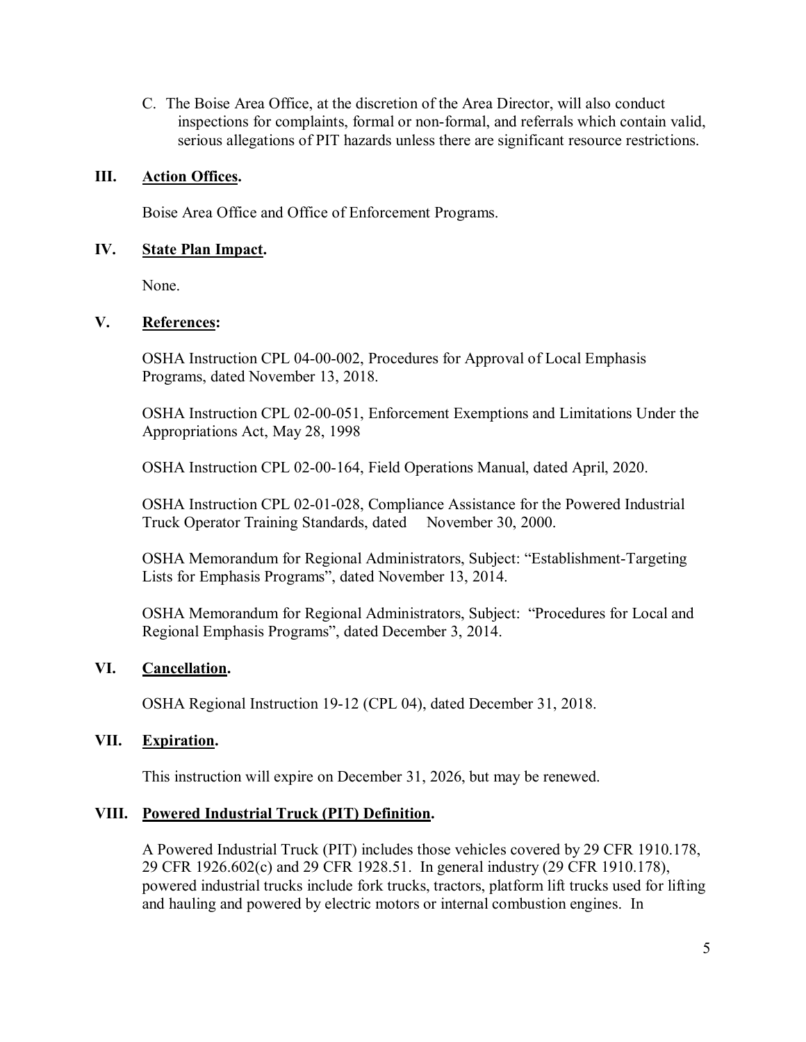C. The Boise Area Office, at the discretion of the Area Director, will also conduct inspections for complaints, formal or non-formal, and referrals which contain valid, serious allegations of PIT hazards unless there are significant resource restrictions.

## III. Action Offices.

Boise Area Office and Office of Enforcement Programs.

## IV. State Plan Impact.

None.

## V. References:

OSHA Instruction CPL 04-00-002, Procedures for Approval of Local Emphasis Programs, dated November 13, 2018.

OSHA Instruction CPL 02-00-051, Enforcement Exemptions and Limitations Under the Appropriations Act, May 28, 1998

OSHA Instruction CPL 02-00-164, Field Operations Manual, dated April, 2020.

OSHA Instruction CPL 02-01-028, Compliance Assistance for the Powered Industrial Truck Operator Training Standards, dated November 30, 2000.

OSHA Memorandum for Regional Administrators, Subject: "Establishment-Targeting Lists for Emphasis Programs", dated November 13, 2014.

OSHA Memorandum for Regional Administrators, Subject: "Procedures for Local and Regional Emphasis Programs", dated December 3, 2014.

## VI. Cancellation.

OSHA Regional Instruction 19-12 (CPL 04), dated December 31, 2018.

## VII. Expiration.

This instruction will expire on December 31, 2026, but may be renewed.

## VIII. Powered Industrial Truck (PIT) Definition.

A Powered Industrial Truck (PIT) includes those vehicles covered by 29 CFR 1910.178, 29 CFR 1926.602(c) and 29 CFR 1928.51. In general industry (29 CFR 1910.178), powered industrial trucks include fork trucks, tractors, platform lift trucks used for lifting and hauling and powered by electric motors or internal combustion engines. In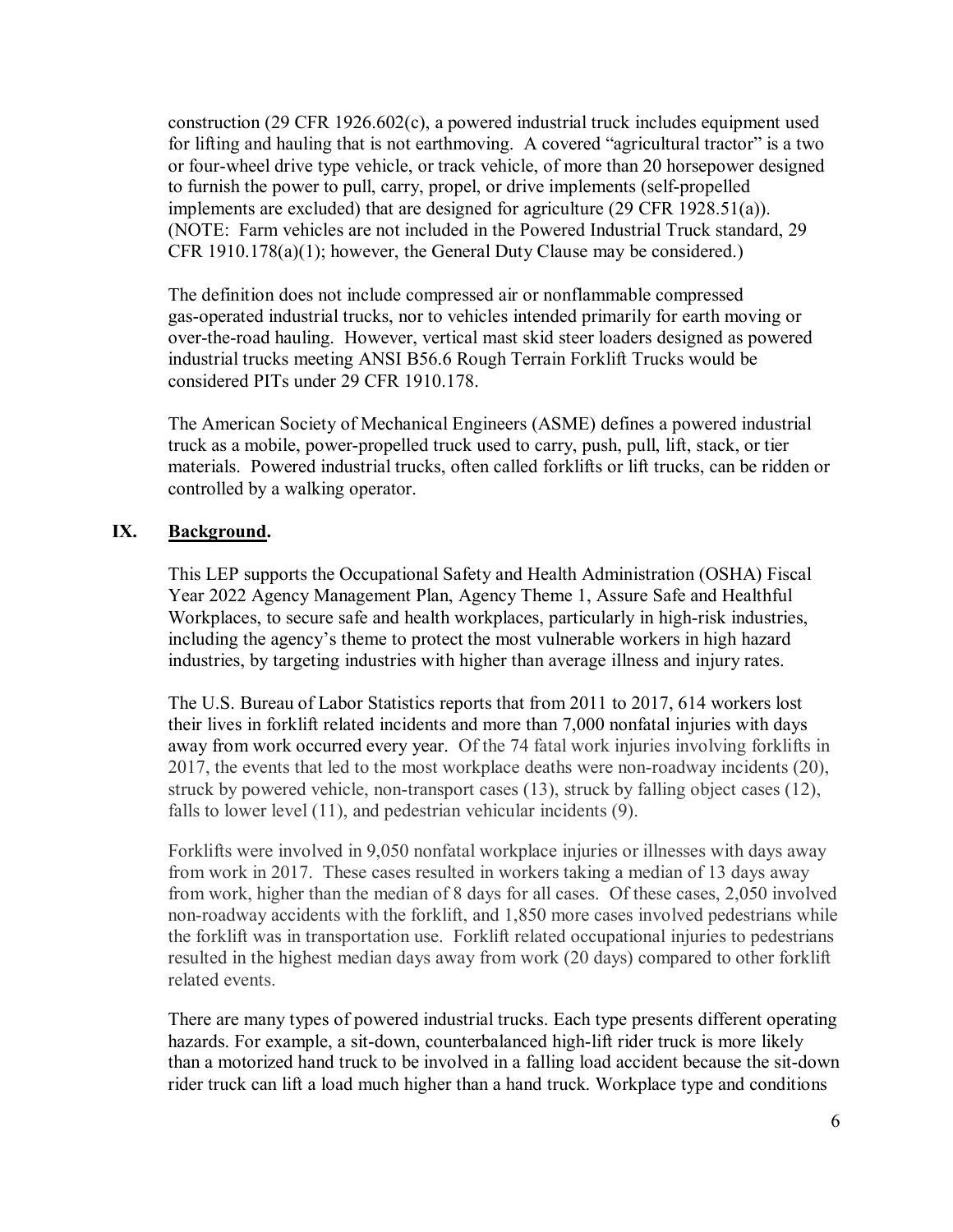construction (29 CFR 1926.602(c), a powered industrial truck includes equipment used for lifting and hauling that is not earthmoving. A covered "agricultural tractor" is a two or four-wheel drive type vehicle, or track vehicle, of more than 20 horsepower designed to furnish the power to pull, carry, propel, or drive implements (self-propelled implements are excluded) that are designed for agriculture (29 CFR 1928.51(a)). (NOTE: Farm vehicles are not included in the Powered Industrial Truck standard, 29 CFR 1910.178(a)(1); however, the General Duty Clause may be considered.)

The definition does not include compressed air or nonflammable compressed gas-operated industrial trucks, nor to vehicles intended primarily for earth moving or over-the-road hauling. However, vertical mast skid steer loaders designed as powered industrial trucks meeting ANSI B56.6 Rough Terrain Forklift Trucks would be considered PITs under 29 CFR 1910.178.

The American Society of Mechanical Engineers (ASME) defines a powered industrial truck as a mobile, power-propelled truck used to carry, push, pull, lift, stack, or tier materials. Powered industrial trucks, often called forklifts or lift trucks, can be ridden or controlled by a walking operator.

## IX. **Background.**

This LEP supports the Occupational Safety and Health Administration (OSHA) Fiscal Year 2022 Agency Management Plan, Agency Theme 1, Assure Safe and Healthful Workplaces, to secure safe and health workplaces, particularly in high-risk industries, including the agency's theme to protect the most vulnerable workers in high hazard industries, by targeting industries with higher than average illness and injury rates.

The U.S. Bureau of Labor Statistics reports that from 2011 to 2017, 614 workers lost their lives in forklift related incidents and more than 7,000 nonfatal injuries with days away from work occurred every year. Of the 74 fatal work injuries involving forklifts in 2017, the events that led to the most workplace deaths were non-roadway incidents (20), struck by powered vehicle, non-transport cases (13), struck by falling object cases (12), falls to lower level (11), and pedestrian vehicular incidents (9).

Forklifts were involved in 9,050 nonfatal workplace injuries or illnesses with days away from work in 2017. These cases resulted in workers taking a median of 13 days away from work, higher than the median of 8 days for all cases. Of these cases, 2,050 involved non-roadway accidents with the forklift, and 1,850 more cases involved pedestrians while the forklift was in transportation use. Forklift related occupational injuries to pedestrians resulted in the highest median days away from work (20 days) compared to other forklift related events.

There are many types of powered industrial trucks. Each type presents different operating hazards. For example, a sit-down, counterbalanced high-lift rider truck is more likely than a motorized hand truck to be involved in a falling load accident because the sit-down rider truck can lift a load much higher than a hand truck. Workplace type and conditions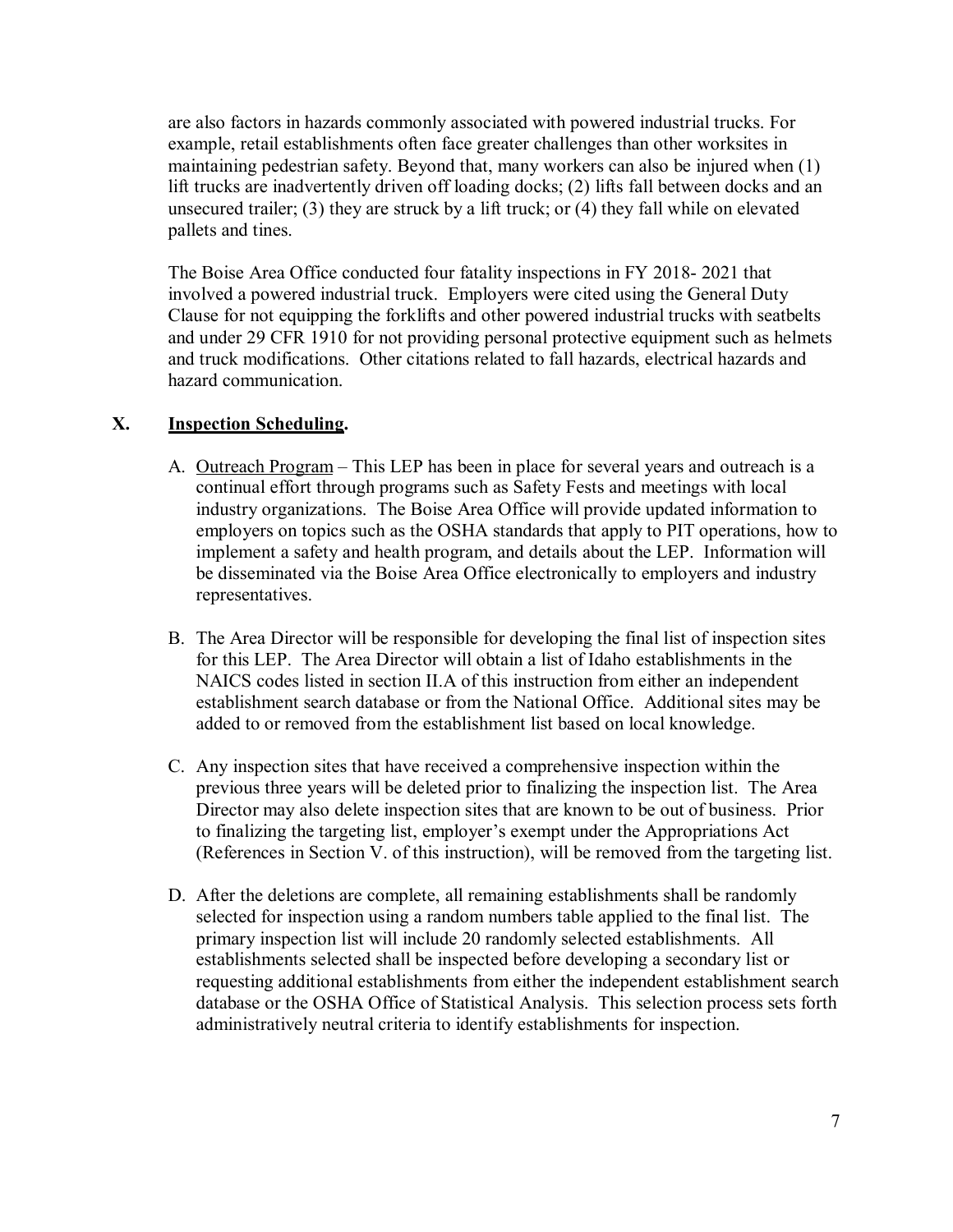are also factors in hazards commonly associated with powered industrial trucks. For example, retail establishments often face greater challenges than other worksites in maintaining pedestrian safety. Beyond that, many workers can also be injured when (1) lift trucks are inadvertently driven off loading docks; (2) lifts fall between docks and an unsecured trailer; (3) they are struck by a lift truck; or (4) they fall while on elevated pallets and tines.

The Boise Area Office conducted four fatality inspections in FY 2018- 2021 that involved a powered industrial truck. Employers were cited using the General Duty Clause for not equipping the forklifts and other powered industrial trucks with seatbelts and under 29 CFR 1910 for not providing personal protective equipment such as helmets and truck modifications. Other citations related to fall hazards, electrical hazards and hazard communication.

## X. Inspection Scheduling.

A. Outreach Program – This LEP has been in place for several years and outreach is a continual effort through programs such as Safety Fests and meetings with local industry organizations. The Boise Area Office will provide updated information to employers on topics such as the OSHA standards that apply to PIT operations, how to implement a safety and health program, and details about the LEP. Information will be disseminated via the Boise Area Office electronically to employers and industry representatives.

B. The Area Director will be responsible for developing the final list of inspection sites for this LEP. The Area Director will obtain a list of Idaho establishments in the NAICS codes listed in section II.A of this instruction from either an independent establishment search database or from the National Office. Additional sites may be added to or removed from the establishment list based on local knowledge.

C. Any inspection sites that have received a comprehensive inspection within the previous three years will be deleted prior to finalizing the inspection list. The Area Director may also delete inspection sites that are known to be out of business. Prior to finalizing the targeting list, employer's exempt under the Appropriations Act (References in Section V. of this instruction), will be removed from the targeting list.

D. After the deletions are complete, all remaining establishments shall be randomly selected for inspection using a random numbers table applied to the final list. The primary inspection list will include 20 randomly selected establishments. All establishments selected shall be inspected before developing a secondary list or requesting additional establishments from either the independent establishment search database or the OSHA Office of Statistical Analysis. This selection process sets forth administratively neutral criteria to identify establishments for inspection.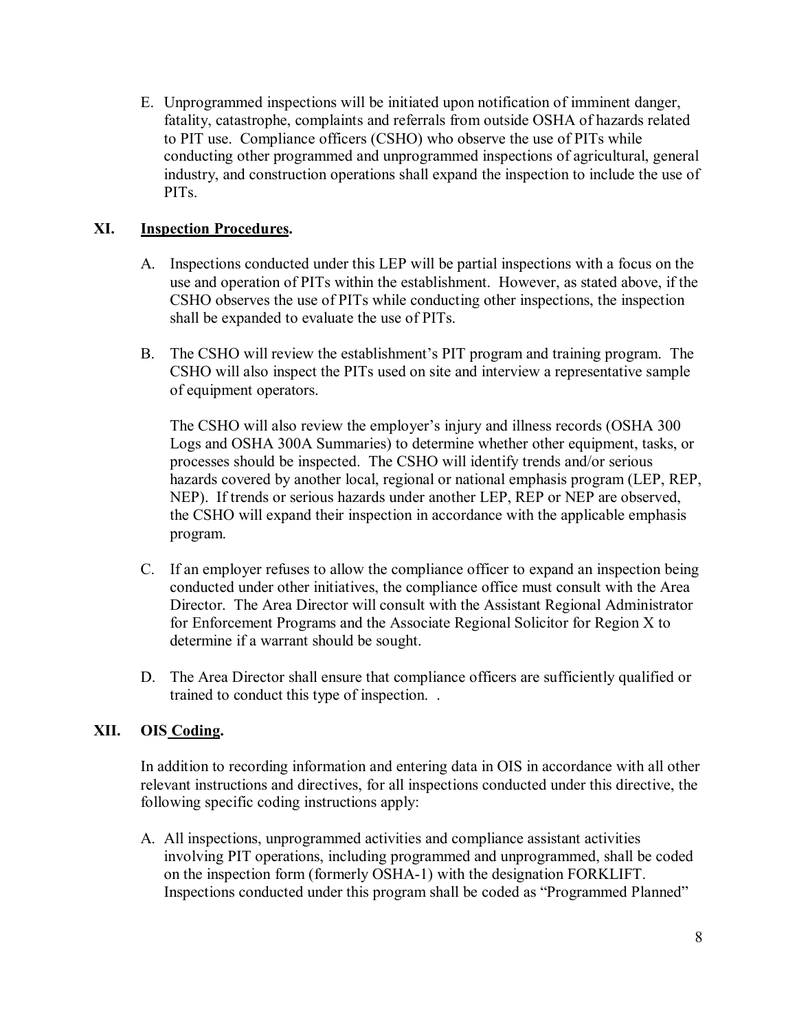E. Unprogrammed inspections will be initiated upon notification of imminent danger, fatality, catastrophe, complaints and referrals from outside OSHA of hazards related to PIT use. Compliance officers (CSHO) who observe the use of PITs while conducting other programmed and unprogrammed inspections of agricultural, general industry, and construction operations shall expand the inspection to include the use of PITs.

## XI. Inspection Procedures.

A. Inspections conducted under this LEP will be partial inspections with a focus on the use and operation of PITs within the establishment. However, as stated above, if the CSHO observes the use of PITs while conducting other inspections, the inspection shall be expanded to evaluate the use of PITs.

B. The CSHO will review the establishment's PIT program and training program. The CSHO will also inspect the PITs used on site and interview a representative sample of equipment operators.

   The CSHO will also review the employer's injury and illness records (OSHA 300 Logs and OSHA 300A Summaries) to determine whether other equipment, tasks, or processes should be inspected. The CSHO will identify trends and/or serious hazards covered by another local, regional or national emphasis program (LEP, REP, NEP). If trends or serious hazards under another LEP, REP or NEP are observed, the CSHO will expand their inspection in accordance with the applicable emphasis program.

C. If an employer refuses to allow the compliance officer to expand an inspection being conducted under other initiatives, the compliance office must consult with the Area Director. The Area Director will consult with the Assistant Regional Administrator for Enforcement Programs and the Associate Regional Solicitor for Region X to determine if a warrant should be sought.

D. The Area Director shall ensure that compliance officers are sufficiently qualified or trained to conduct this type of inspection. .

## XII. OIS Coding.

In addition to recording information and entering data in OIS in accordance with all other relevant instructions and directives, for all inspections conducted under this directive, the following specific coding instructions apply:

A. All inspections, unprogrammed activities and compliance assistant activities involving PIT operations, including programmed and unprogrammed, shall be coded on the inspection form (formerly OSHA-1) with the designation FORKLIFT. Inspections conducted under this program shall be coded as "Programmed Planned"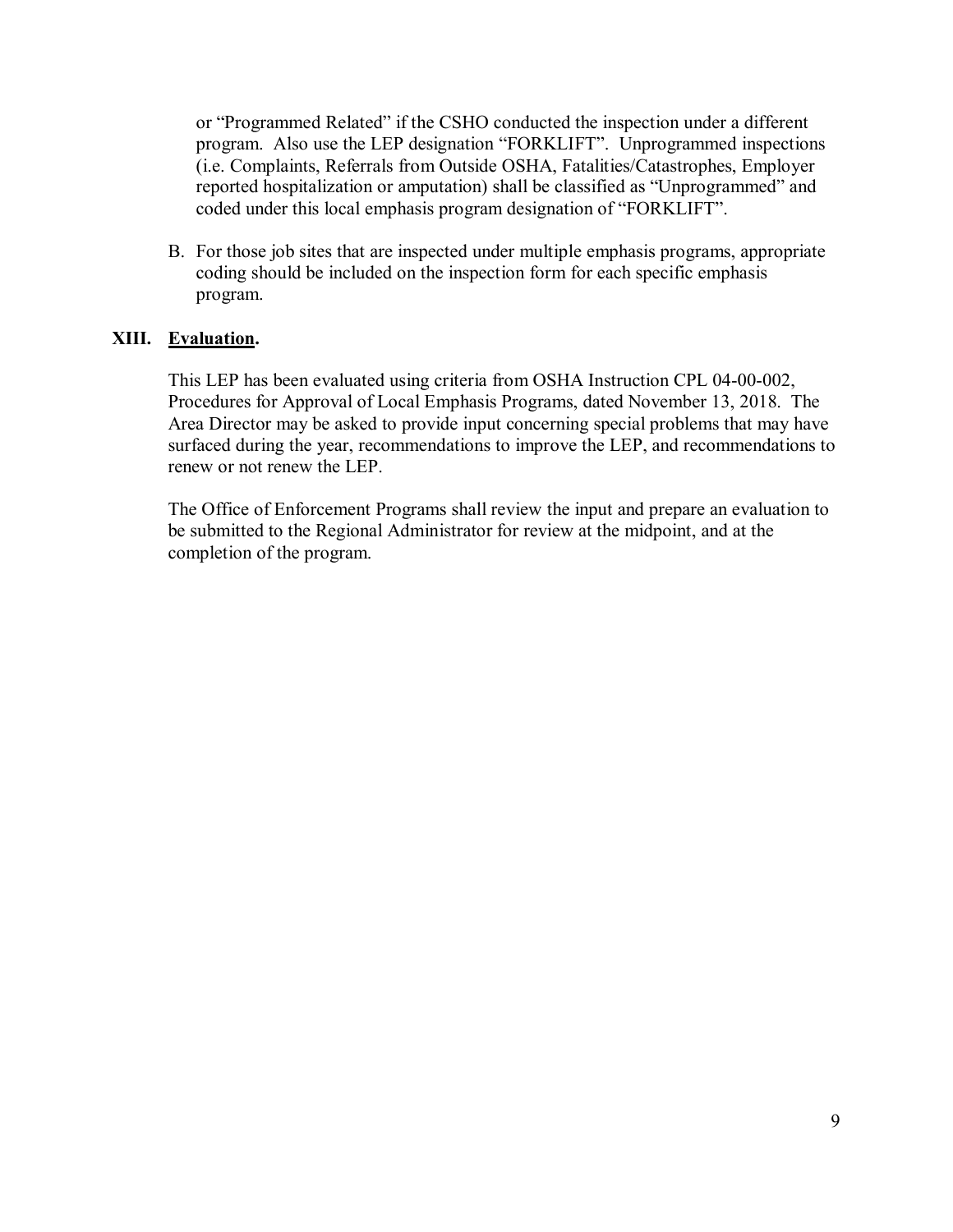or "Programmed Related" if the CSHO conducted the inspection under a different program. Also use the LEP designation "FORKLIFT". Unprogrammed inspections (i.e. Complaints, Referrals from Outside OSHA, Fatalities/Catastrophes, Employer reported hospitalization or amputation) shall be classified as "Unprogrammed" and coded under this local emphasis program designation of "FORKLIFT".

B. For those job sites that are inspected under multiple emphasis programs, appropriate coding should be included on the inspection form for each specific emphasis program.

## XIII. Evaluation.

This LEP has been evaluated using criteria from OSHA Instruction CPL 04-00-002, Procedures for Approval of Local Emphasis Programs, dated November 13, 2018. The Area Director may be asked to provide input concerning special problems that may have surfaced during the year, recommendations to improve the LEP, and recommendations to renew or not renew the LEP.

The Office of Enforcement Programs shall review the input and prepare an evaluation to be submitted to the Regional Administrator for review at the midpoint, and at the completion of the program.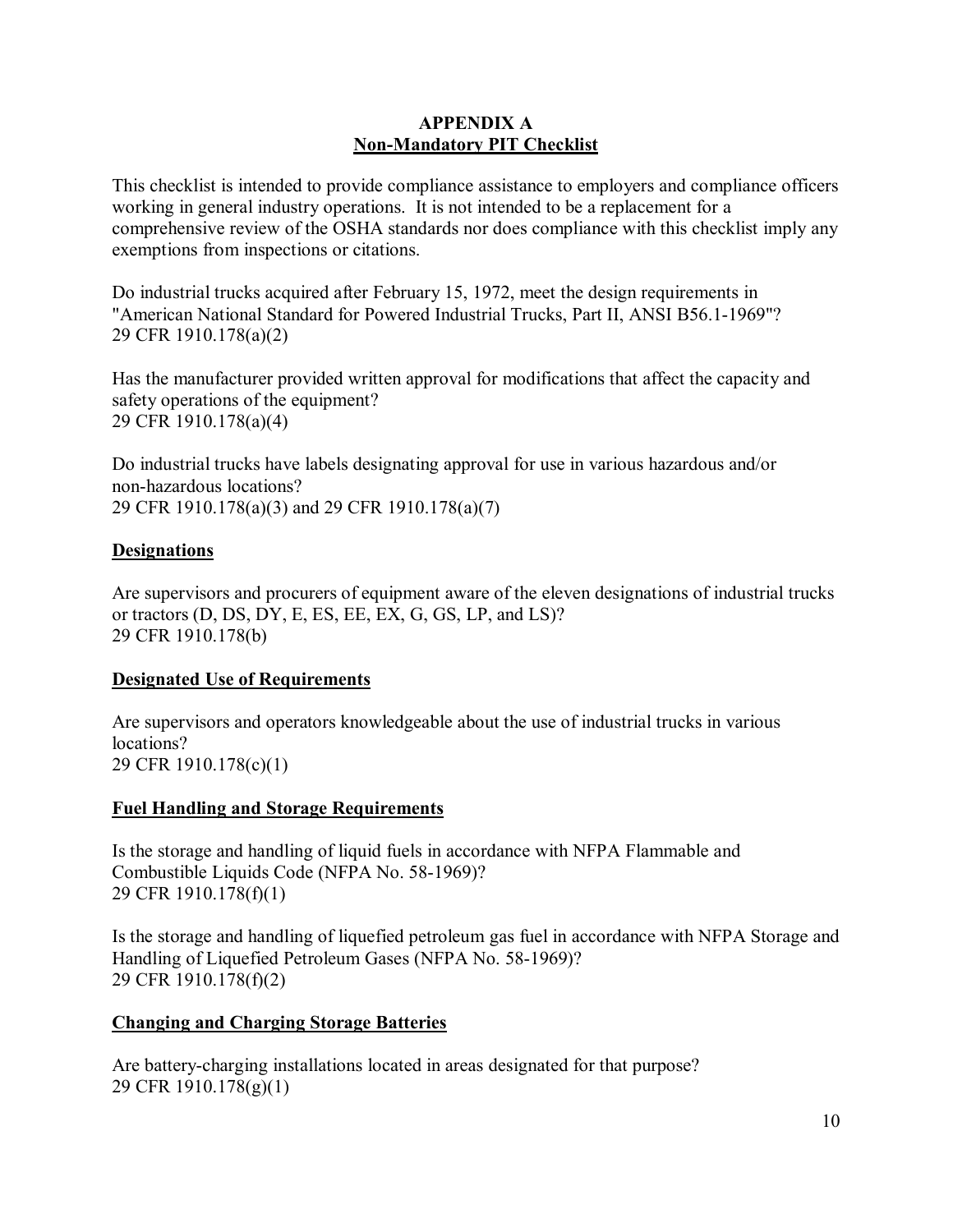## APPENDIX A
## Non-Mandatory PIT Checklist

This checklist is intended to provide compliance assistance to employers and compliance officers working in general industry operations. It is not intended to be a replacement for a comprehensive review of the OSHA standards nor does compliance with this checklist imply any exemptions from inspections or citations.

Do industrial trucks acquired after February 15, 1972, meet the design requirements in "American National Standard for Powered Industrial Trucks, Part II, ANSI B56.1-1969"?
29 CFR 1910.178(a)(2)

Has the manufacturer provided written approval for modifications that affect the capacity and safety operations of the equipment?
29 CFR 1910.178(a)(4)

Do industrial trucks have labels designating approval for use in various hazardous and/or non-hazardous locations?
29 CFR 1910.178(a)(3) and 29 CFR 1910.178(a)(7)

### Designations

Are supervisors and procurers of equipment aware of the eleven designations of industrial trucks or tractors (D, DS, DY, E, ES, EE, EX, G, GS, LP, and LS)?
29 CFR 1910.178(b)

### Designated Use of Requirements

Are supervisors and operators knowledgeable about the use of industrial trucks in various locations?
29 CFR 1910.178(c)(1)

### Fuel Handling and Storage Requirements

Is the storage and handling of liquid fuels in accordance with NFPA Flammable and Combustible Liquids Code (NFPA No. 58-1969)?
29 CFR 1910.178(f)(1)

Is the storage and handling of liquefied petroleum gas fuel in accordance with NFPA Storage and Handling of Liquefied Petroleum Gases (NFPA No. 58-1969)?
29 CFR 1910.178(f)(2)

### Changing and Charging Storage Batteries

Are battery-charging installations located in areas designated for that purpose?
29 CFR 1910.178(g)(1)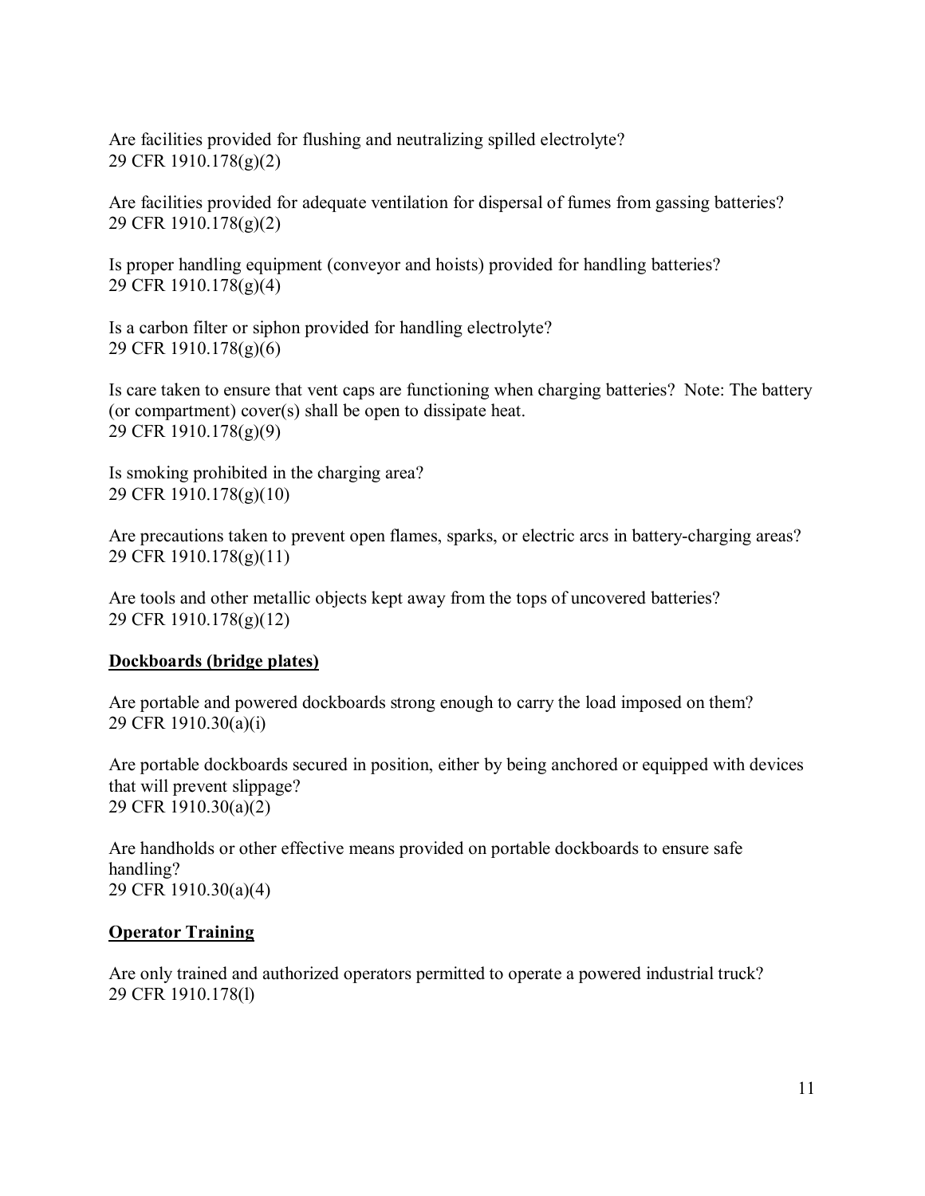Are facilities provided for flushing and neutralizing spilled electrolyte?
29 CFR 1910.178(g)(2)

Are facilities provided for adequate ventilation for dispersal of fumes from gassing batteries?
29 CFR 1910.178(g)(2)

Is proper handling equipment (conveyor and hoists) provided for handling batteries?
29 CFR 1910.178(g)(4)

Is a carbon filter or siphon provided for handling electrolyte?
29 CFR 1910.178(g)(6)

Is care taken to ensure that vent caps are functioning when charging batteries? Note: The battery (or compartment) cover(s) shall be open to dissipate heat.
29 CFR 1910.178(g)(9)

Is smoking prohibited in the charging area?
29 CFR 1910.178(g)(10)

Are precautions taken to prevent open flames, sparks, or electric arcs in battery-charging areas?
29 CFR 1910.178(g)(11)

Are tools and other metallic objects kept away from the tops of uncovered batteries?
29 CFR 1910.178(g)(12)

**Dockboards (bridge plates)**

Are portable and powered dockboards strong enough to carry the load imposed on them?
29 CFR 1910.30(a)(i)

Are portable dockboards secured in position, either by being anchored or equipped with devices that will prevent slippage?
29 CFR 1910.30(a)(2)

Are handholds or other effective means provided on portable dockboards to ensure safe handling?
29 CFR 1910.30(a)(4)

**Operator Training**

Are only trained and authorized operators permitted to operate a powered industrial truck?
29 CFR 1910.178(l)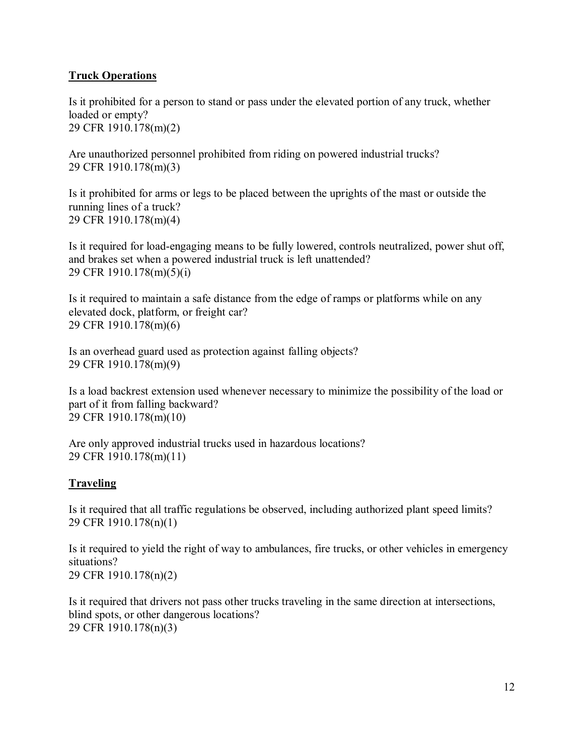**Truck Operations**

Is it prohibited for a person to stand or pass under the elevated portion of any truck, whether loaded or empty?
29 CFR 1910.178(m)(2)

Are unauthorized personnel prohibited from riding on powered industrial trucks?
29 CFR 1910.178(m)(3)

Is it prohibited for arms or legs to be placed between the uprights of the mast or outside the running lines of a truck?
29 CFR 1910.178(m)(4)

Is it required for load-engaging means to be fully lowered, controls neutralized, power shut off, and brakes set when a powered industrial truck is left unattended?
29 CFR 1910.178(m)(5)(i)

Is it required to maintain a safe distance from the edge of ramps or platforms while on any elevated dock, platform, or freight car?
29 CFR 1910.178(m)(6)

Is an overhead guard used as protection against falling objects?
29 CFR 1910.178(m)(9)

Is a load backrest extension used whenever necessary to minimize the possibility of the load or part of it from falling backward?
29 CFR 1910.178(m)(10)

Are only approved industrial trucks used in hazardous locations?
29 CFR 1910.178(m)(11)

**Traveling**

Is it required that all traffic regulations be observed, including authorized plant speed limits?
29 CFR 1910.178(n)(1)

Is it required to yield the right of way to ambulances, fire trucks, or other vehicles in emergency situations?
29 CFR 1910.178(n)(2)

Is it required that drivers not pass other trucks traveling in the same direction at intersections, blind spots, or other dangerous locations?
29 CFR 1910.178(n)(3)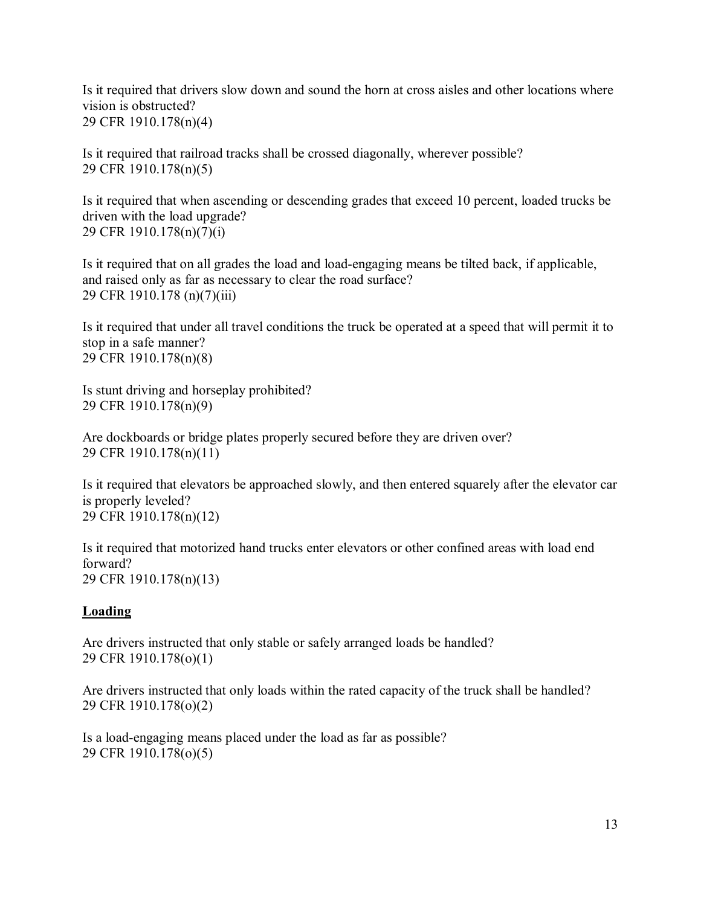Is it required that drivers slow down and sound the horn at cross aisles and other locations where vision is obstructed?
29 CFR 1910.178(n)(4)

Is it required that railroad tracks shall be crossed diagonally, wherever possible?
29 CFR 1910.178(n)(5)

Is it required that when ascending or descending grades that exceed 10 percent, loaded trucks be driven with the load upgrade?
29 CFR 1910.178(n)(7)(i)

Is it required that on all grades the load and load-engaging means be tilted back, if applicable, and raised only as far as necessary to clear the road surface?
29 CFR 1910.178 (n)(7)(iii)

Is it required that under all travel conditions the truck be operated at a speed that will permit it to stop in a safe manner?
29 CFR 1910.178(n)(8)

Is stunt driving and horseplay prohibited?
29 CFR 1910.178(n)(9)

Are dockboards or bridge plates properly secured before they are driven over?
29 CFR 1910.178(n)(11)

Is it required that elevators be approached slowly, and then entered squarely after the elevator car is properly leveled?
29 CFR 1910.178(n)(12)

Is it required that motorized hand trucks enter elevators or other confined areas with load end forward?
29 CFR 1910.178(n)(13)

**Loading**

Are drivers instructed that only stable or safely arranged loads be handled?
29 CFR 1910.178(o)(1)

Are drivers instructed that only loads within the rated capacity of the truck shall be handled?
29 CFR 1910.178(o)(2)

Is a load-engaging means placed under the load as far as possible?
29 CFR 1910.178(o)(5)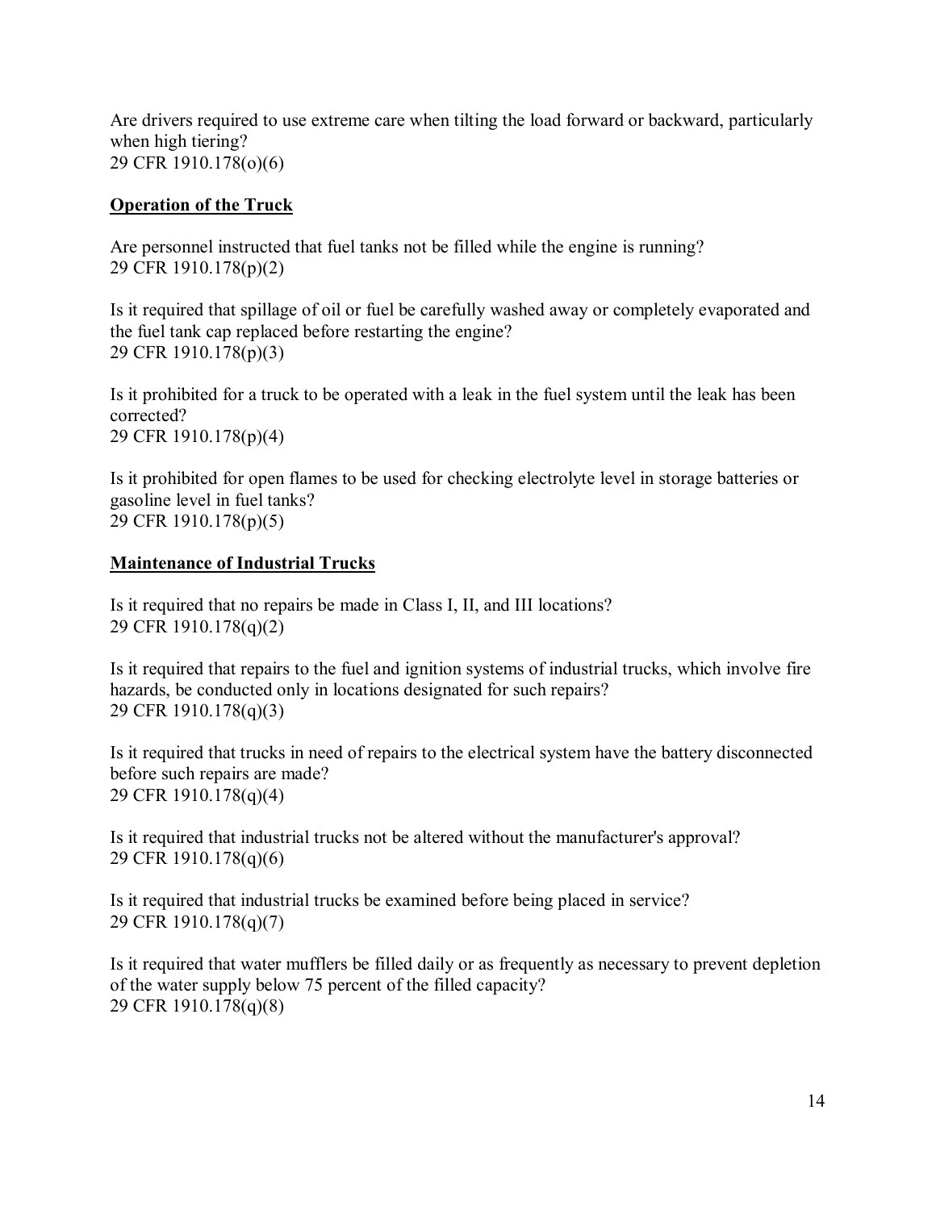Are drivers required to use extreme care when tilting the load forward or backward, particularly when high tiering?
29 CFR 1910.178(o)(6)

**Operation of the Truck**

Are personnel instructed that fuel tanks not be filled while the engine is running?
29 CFR 1910.178(p)(2)

Is it required that spillage of oil or fuel be carefully washed away or completely evaporated and the fuel tank cap replaced before restarting the engine?
29 CFR 1910.178(p)(3)

Is it prohibited for a truck to be operated with a leak in the fuel system until the leak has been corrected?
29 CFR 1910.178(p)(4)

Is it prohibited for open flames to be used for checking electrolyte level in storage batteries or gasoline level in fuel tanks?
29 CFR 1910.178(p)(5)

**Maintenance of Industrial Trucks**

Is it required that no repairs be made in Class I, II, and III locations?
29 CFR 1910.178(q)(2)

Is it required that repairs to the fuel and ignition systems of industrial trucks, which involve fire hazards, be conducted only in locations designated for such repairs?
29 CFR 1910.178(q)(3)

Is it required that trucks in need of repairs to the electrical system have the battery disconnected before such repairs are made?
29 CFR 1910.178(q)(4)

Is it required that industrial trucks not be altered without the manufacturer's approval?
29 CFR 1910.178(q)(6)

Is it required that industrial trucks be examined before being placed in service?
29 CFR 1910.178(q)(7)

Is it required that water mufflers be filled daily or as frequently as necessary to prevent depletion of the water supply below 75 percent of the filled capacity?
29 CFR 1910.178(q)(8)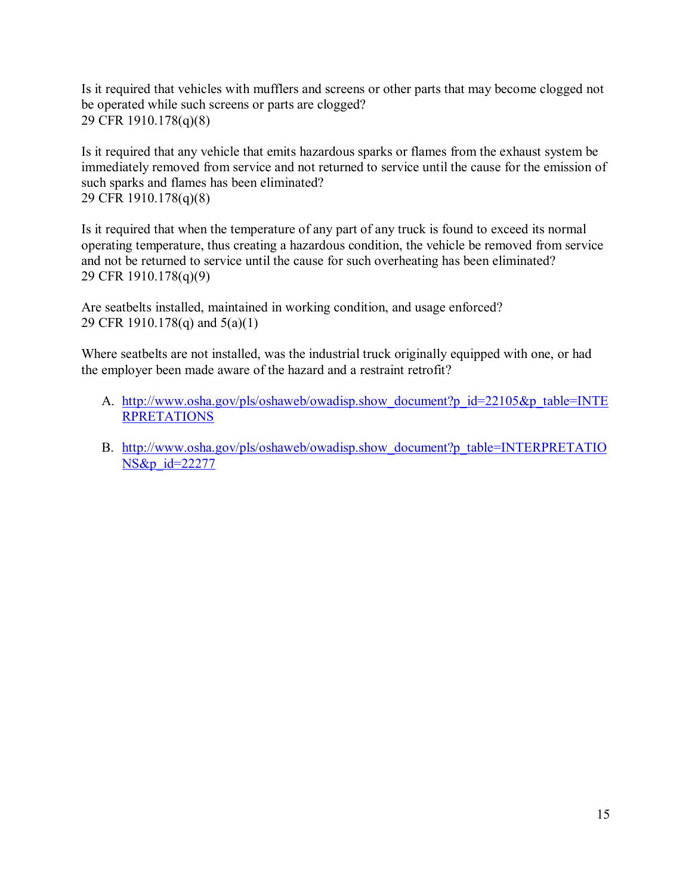Is it required that vehicles with mufflers and screens or other parts that may become clogged not be operated while such screens or parts are clogged?
29 CFR 1910.178(q)(8)

Is it required that any vehicle that emits hazardous sparks or flames from the exhaust system be immediately removed from service and not returned to service until the cause for the emission of such sparks and flames has been eliminated?
29 CFR 1910.178(q)(8)

Is it required that when the temperature of any part of any truck is found to exceed its normal operating temperature, thus creating a hazardous condition, the vehicle be removed from service and not be returned to service until the cause for such overheating has been eliminated?
29 CFR 1910.178(q)(9)

Are seatbelts installed, maintained in working condition, and usage enforced?
29 CFR 1910.178(q) and 5(a)(1)

Where seatbelts are not installed, was the industrial truck originally equipped with one, or had the employer been made aware of the hazard and a restraint retrofit?

A. http://www.osha.gov/pls/oshaweb/owadisp.show_document?p_id=22105&p_table=INTERPRETATIONS

B. http://www.osha.gov/pls/oshaweb/owadisp.show_document?p_table=INTERPRETATIONS&p_id=22277